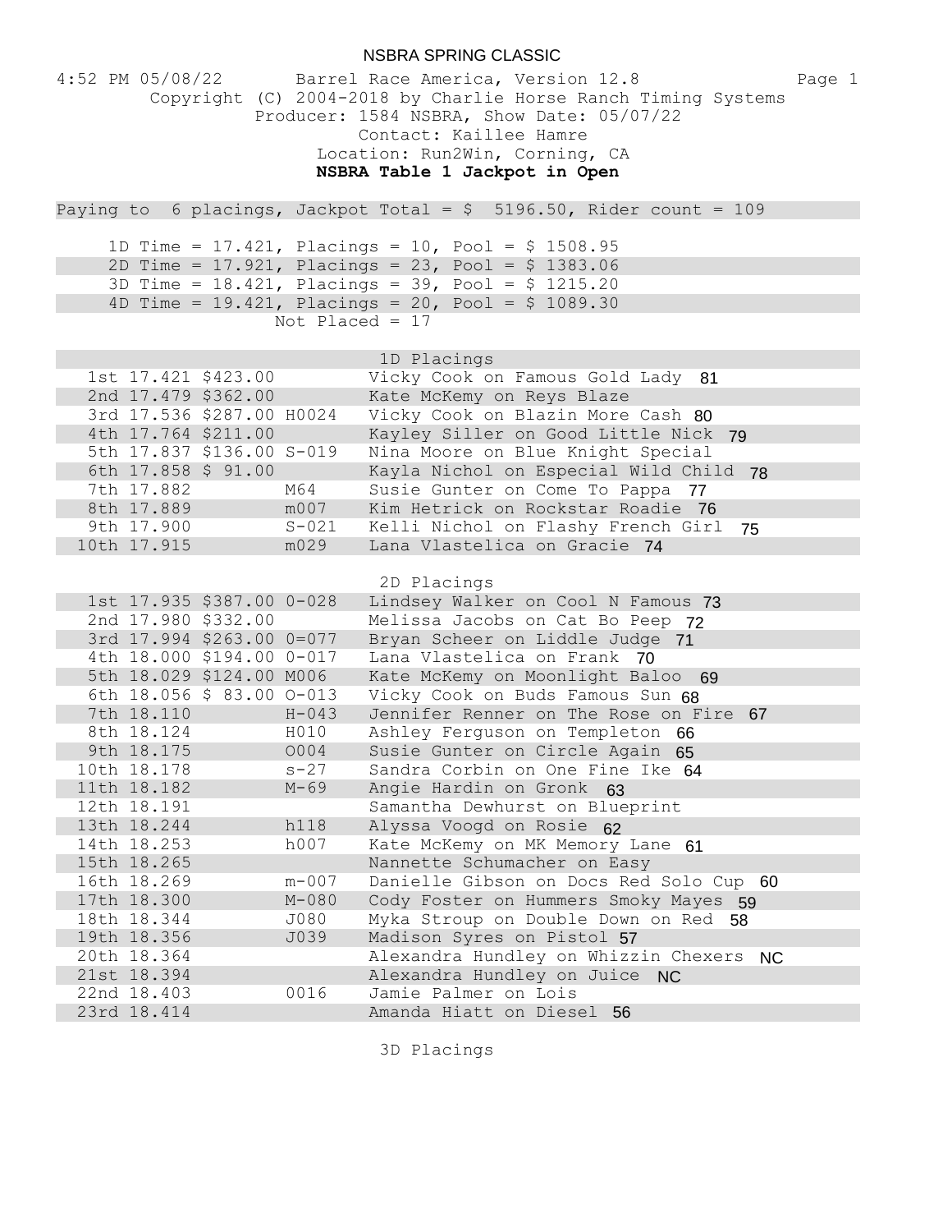NSBRA SPRING CLASSIC

4:52 PM 05/08/22 Barrel Race America, Version 12.8

Copyright (C) 2004-2018 by Charlie Horse Ranch Timing Systems

Producer: 1584 NSBRA, Show Date: 05/07/22

Contact: Kaillee Hamre

Location: Run2Win, Corning, CA

**NSBRA Table 1 Jackpot in Open**

Paying to 6 placings, Jackpot Total = $ 5196.50, Rider count = 109

1D Time = 17.421, Placings = 10, Pool = $ 1508.95
2D Time = 17.921, Placings = 23, Pool = $ 1383.06
3D Time = 18.421, Placings = 39, Pool = $ 1215.20
4D Time = 19.421, Placings = 20, Pool = $ 1089.30
Not Placed = 17

## 1D Placings

| Place | Time | Payout | Code | Rider / Horse | No. |
|---|---|---|---|---|---|
| 1st | 17.421 | $423.00 | | Vicky Cook on Famous Gold Lady | 81 |
| 2nd | 17.479 | $362.00 | | Kate McKemy on Reys Blaze | |
| 3rd | 17.536 | $287.00 | H0024 | Vicky Cook on Blazin More Cash | 80 |
| 4th | 17.764 | $211.00 | | Kayley Siller on Good Little Nick | 79 |
| 5th | 17.837 | $136.00 | S-019 | Nina Moore on Blue Knight Special | |
| 6th | 17.858 | $ 91.00 | | Kayla Nichol on Especial Wild Child | 78 |
| 7th | 17.882 | | M64 | Susie Gunter on Come To Pappa | 77 |
| 8th | 17.889 | | m007 | Kim Hetrick on Rockstar Roadie | 76 |
| 9th | 17.900 | | S-021 | Kelli Nichol on Flashy French Girl | 75 |
| 10th | 17.915 | | m029 | Lana Vlastelica on Gracie | 74 |

## 2D Placings

| Place | Time | Payout | Code | Rider / Horse | No. |
|---|---|---|---|---|---|
| 1st | 17.935 | $387.00 | 0-028 | Lindsey Walker on Cool N Famous | 73 |
| 2nd | 17.980 | $332.00 | | Melissa Jacobs on Cat Bo Peep | 72 |
| 3rd | 17.994 | $263.00 | 0=077 | Bryan Scheer on Liddle Judge | 71 |
| 4th | 18.000 | $194.00 | 0-017 | Lana Vlastelica on Frank | 70 |
| 5th | 18.029 | $124.00 | M006 | Kate McKemy on Moonlight Baloo | 69 |
| 6th | 18.056 | $ 83.00 | O-013 | Vicky Cook on Buds Famous Sun | 68 |
| 7th | 18.110 | | H-043 | Jennifer Renner on The Rose on Fire | 67 |
| 8th | 18.124 | | H010 | Ashley Ferguson on Templeton | 66 |
| 9th | 18.175 | | O004 | Susie Gunter on Circle Again | 65 |
| 10th | 18.178 | | s-27 | Sandra Corbin on One Fine Ike | 64 |
| 11th | 18.182 | | M-69 | Angie Hardin on Gronk | 63 |
| 12th | 18.191 | | | Samantha Dewhurst on Blueprint | |
| 13th | 18.244 | | h118 | Alyssa Voogd on Rosie | 62 |
| 14th | 18.253 | | h007 | Kate McKemy on MK Memory Lane | 61 |
| 15th | 18.265 | | | Nannette Schumacher on Easy | |
| 16th | 18.269 | | m-007 | Danielle Gibson on Docs Red Solo Cup | 60 |
| 17th | 18.300 | | M-080 | Cody Foster on Hummers Smoky Mayes | 59 |
| 18th | 18.344 | | J080 | Myka Stroup on Double Down on Red | 58 |
| 19th | 18.356 | | J039 | Madison Syres on Pistol | 57 |
| 20th | 18.364 | | | Alexandra Hundley on Whizzin Chexers | NC |
| 21st | 18.394 | | | Alexandra Hundley on Juice | NC |
| 22nd | 18.403 | | 0016 | Jamie Palmer on Lois | |
| 23rd | 18.414 | | | Amanda Hiatt on Diesel | 56 |

## 3D Placings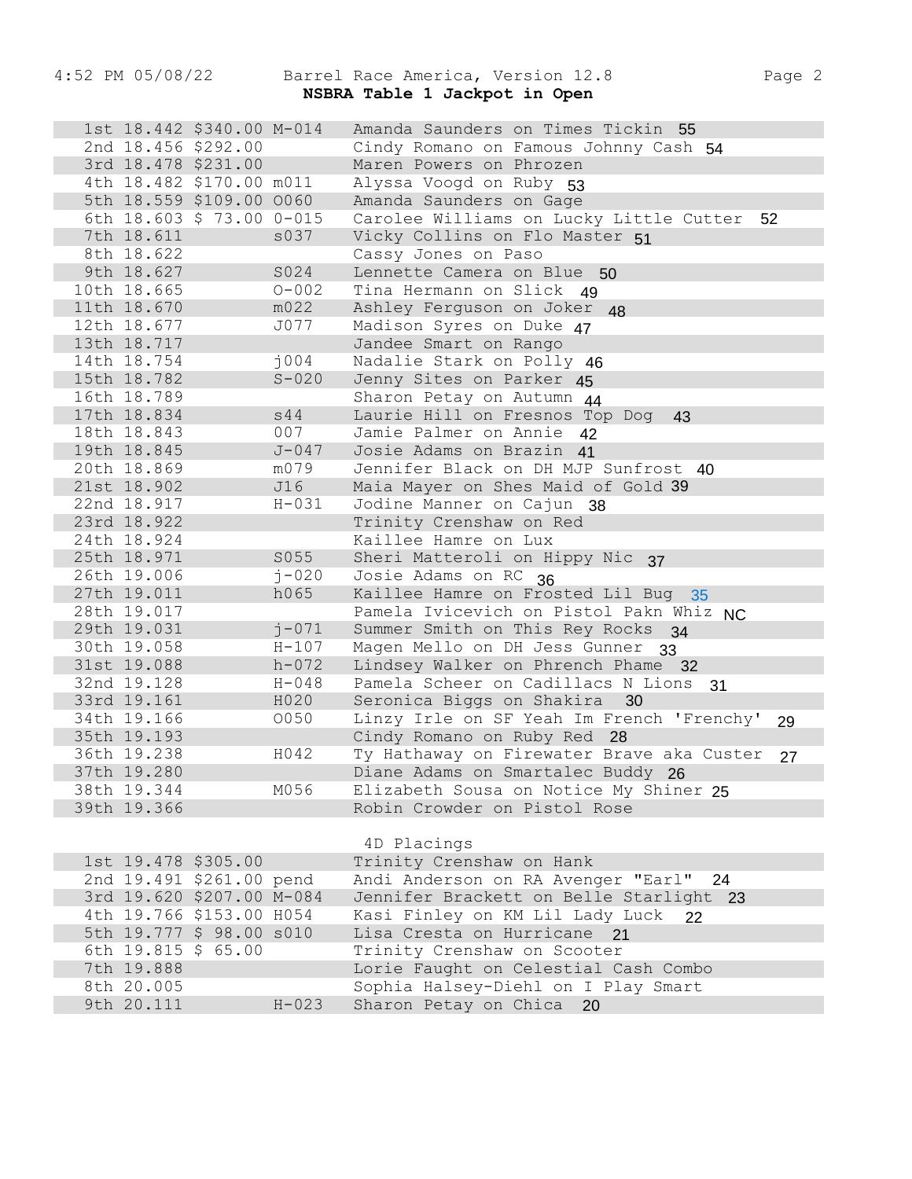## NSBRA Table 1 Jackpot in Open

| Place | Time | Payout | ID | Rider / Horse | Points |
|---|---|---|---|---|---|
| 1st | 18.442 | $340.00 | M-014 | Amanda Saunders on Times Tickin | 55 |
| 2nd | 18.456 | $292.00 | | Cindy Romano on Famous Johnny Cash | 54 |
| 3rd | 18.478 | $231.00 | | Maren Powers on Phrozen | |
| 4th | 18.482 | $170.00 | m011 | Alyssa Voogd on Ruby | 53 |
| 5th | 18.559 | $109.00 | O060 | Amanda Saunders on Gage | |
| 6th | 18.603 | $ 73.00 | O-015 | Carolee Williams on Lucky Little Cutter | 52 |
| 7th | 18.611 | | s037 | Vicky Collins on Flo Master | 51 |
| 8th | 18.622 | | | Cassy Jones on Paso | |
| 9th | 18.627 | | S024 | Lennette Camera on Blue | 50 |
| 10th | 18.665 | | O-002 | Tina Hermann on Slick | 49 |
| 11th | 18.670 | | m022 | Ashley Ferguson on Joker | 48 |
| 12th | 18.677 | | J077 | Madison Syres on Duke | 47 |
| 13th | 18.717 | | | Jandee Smart on Rango | |
| 14th | 18.754 | | j004 | Nadalie Stark on Polly | 46 |
| 15th | 18.782 | | S-020 | Jenny Sites on Parker | 45 |
| 16th | 18.789 | | | Sharon Petay on Autumn | 44 |
| 17th | 18.834 | | s44 | Laurie Hill on Fresnos Top Dog | 43 |
| 18th | 18.843 | | 007 | Jamie Palmer on Annie | 42 |
| 19th | 18.845 | | J-047 | Josie Adams on Brazin | 41 |
| 20th | 18.869 | | m079 | Jennifer Black on DH MJP Sunfrost | 40 |
| 21st | 18.902 | | J16 | Maia Mayer on Shes Maid of Gold | 39 |
| 22nd | 18.917 | | H-031 | Jodine Manner on Cajun | 38 |
| 23rd | 18.922 | | | Trinity Crenshaw on Red | |
| 24th | 18.924 | | | Kaillee Hamre on Lux | |
| 25th | 18.971 | | S055 | Sheri Matteroli on Hippy Nic | 37 |
| 26th | 19.006 | | j-020 | Josie Adams on RC | 36 |
| 27th | 19.011 | | h065 | Kaillee Hamre on Frosted Lil Bug | 35 |
| 28th | 19.017 | | | Pamela Ivicevich on Pistol Pakn Whiz | NC |
| 29th | 19.031 | | j-071 | Summer Smith on This Rey Rocks | 34 |
| 30th | 19.058 | | H-107 | Magen Mello on DH Jess Gunner | 33 |
| 31st | 19.088 | | h-072 | Lindsey Walker on Phrench Phame | 32 |
| 32nd | 19.128 | | H-048 | Pamela Scheer on Cadillacs N Lions | 31 |
| 33rd | 19.161 | | H020 | Seronica Biggs on Shakira | 30 |
| 34th | 19.166 | | O050 | Linzy Irle on SF Yeah Im French 'Frenchy' | 29 |
| 35th | 19.193 | | | Cindy Romano on Ruby Red | 28 |
| 36th | 19.238 | | H042 | Ty Hathaway on Firewater Brave aka Custer | 27 |
| 37th | 19.280 | | | Diane Adams on Smartalec Buddy | 26 |
| 38th | 19.344 | | M056 | Elizabeth Sousa on Notice My Shiner | 25 |
| 39th | 19.366 | | | Robin Crowder on Pistol Rose | |

### 4D Placings

| Place | Time | Payout | ID | Rider / Horse | Points |
|---|---|---|---|---|---|
| 1st | 19.478 | $305.00 | | Trinity Crenshaw on Hank | |
| 2nd | 19.491 | $261.00 | pend | Andi Anderson on RA Avenger "Earl" | 24 |
| 3rd | 19.620 | $207.00 | M-084 | Jennifer Brackett on Belle Starlight | 23 |
| 4th | 19.766 | $153.00 | H054 | Kasi Finley on KM Lil Lady Luck | 22 |
| 5th | 19.777 | $ 98.00 | s010 | Lisa Cresta on Hurricane | 21 |
| 6th | 19.815 | $ 65.00 | | Trinity Crenshaw on Scooter | |
| 7th | 19.888 | | | Lorie Faught on Celestial Cash Combo | |
| 8th | 20.005 | | | Sophia Halsey-Diehl on I Play Smart | |
| 9th | 20.111 | | H-023 | Sharon Petay on Chica | 20 |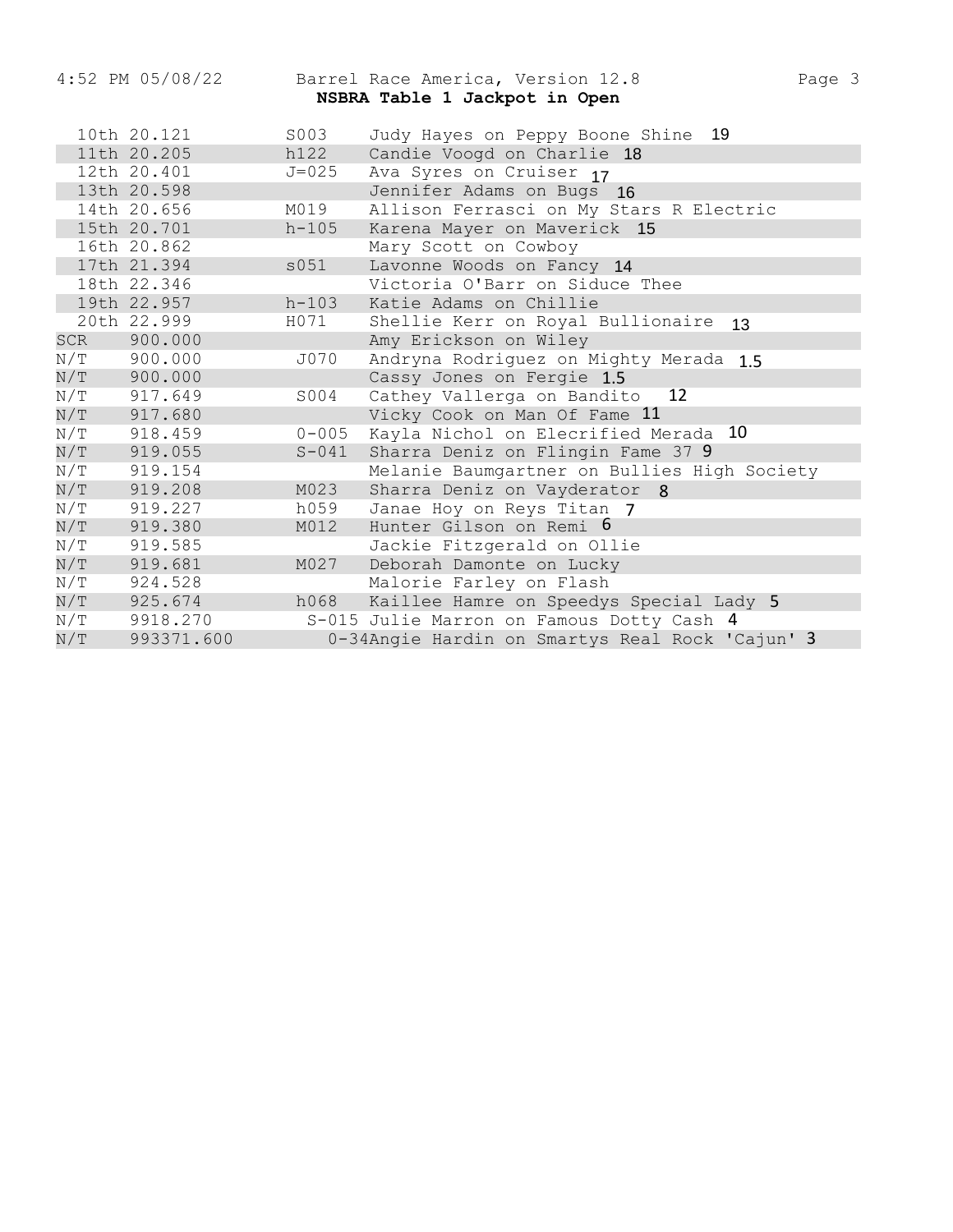## NSBRA Table 1 Jackpot in Open

| | | | |
|---|---|---|---|
| 10th | 20.121 | S003 | Judy Hayes on Peppy Boone Shine 19 |
| 11th | 20.205 | h122 | Candie Voogd on Charlie 18 |
| 12th | 20.401 | J=025 | Ava Syres on Cruiser 17 |
| 13th | 20.598 | | Jennifer Adams on Bugs 16 |
| 14th | 20.656 | M019 | Allison Ferrasci on My Stars R Electric |
| 15th | 20.701 | h-105 | Karena Mayer on Maverick 15 |
| 16th | 20.862 | | Mary Scott on Cowboy |
| 17th | 21.394 | s051 | Lavonne Woods on Fancy 14 |
| 18th | 22.346 | | Victoria O'Barr on Siduce Thee |
| 19th | 22.957 | h-103 | Katie Adams on Chillie |
| 20th | 22.999 | H071 | Shellie Kerr on Royal Bullionaire 13 |
| SCR | 900.000 | | Amy Erickson on Wiley |
| N/T | 900.000 | J070 | Andryna Rodriguez on Mighty Merada 1.5 |
| N/T | 900.000 | | Cassy Jones on Fergie 1.5 |
| N/T | 917.649 | S004 | Cathey Vallerga on Bandito 12 |
| N/T | 917.680 | | Vicky Cook on Man Of Fame 11 |
| N/T | 918.459 | 0-005 | Kayla Nichol on Elecrified Merada 10 |
| N/T | 919.055 | S-041 | Sharra Deniz on Flingin Fame 37 9 |
| N/T | 919.154 | | Melanie Baumgartner on Bullies High Society |
| N/T | 919.208 | M023 | Sharra Deniz on Vayderator 8 |
| N/T | 919.227 | h059 | Janae Hoy on Reys Titan 7 |
| N/T | 919.380 | M012 | Hunter Gilson on Remi 6 |
| N/T | 919.585 | | Jackie Fitzgerald on Ollie |
| N/T | 919.681 | M027 | Deborah Damonte on Lucky |
| N/T | 924.528 | | Malorie Farley on Flash |
| N/T | 925.674 | h068 | Kaillee Hamre on Speedys Special Lady 5 |
| N/T | 9918.270 | S-015 | Julie Marron on Famous Dotty Cash 4 |
| N/T | 993371.600 | 0-34 | Angie Hardin on Smartys Real Rock 'Cajun' 3 |